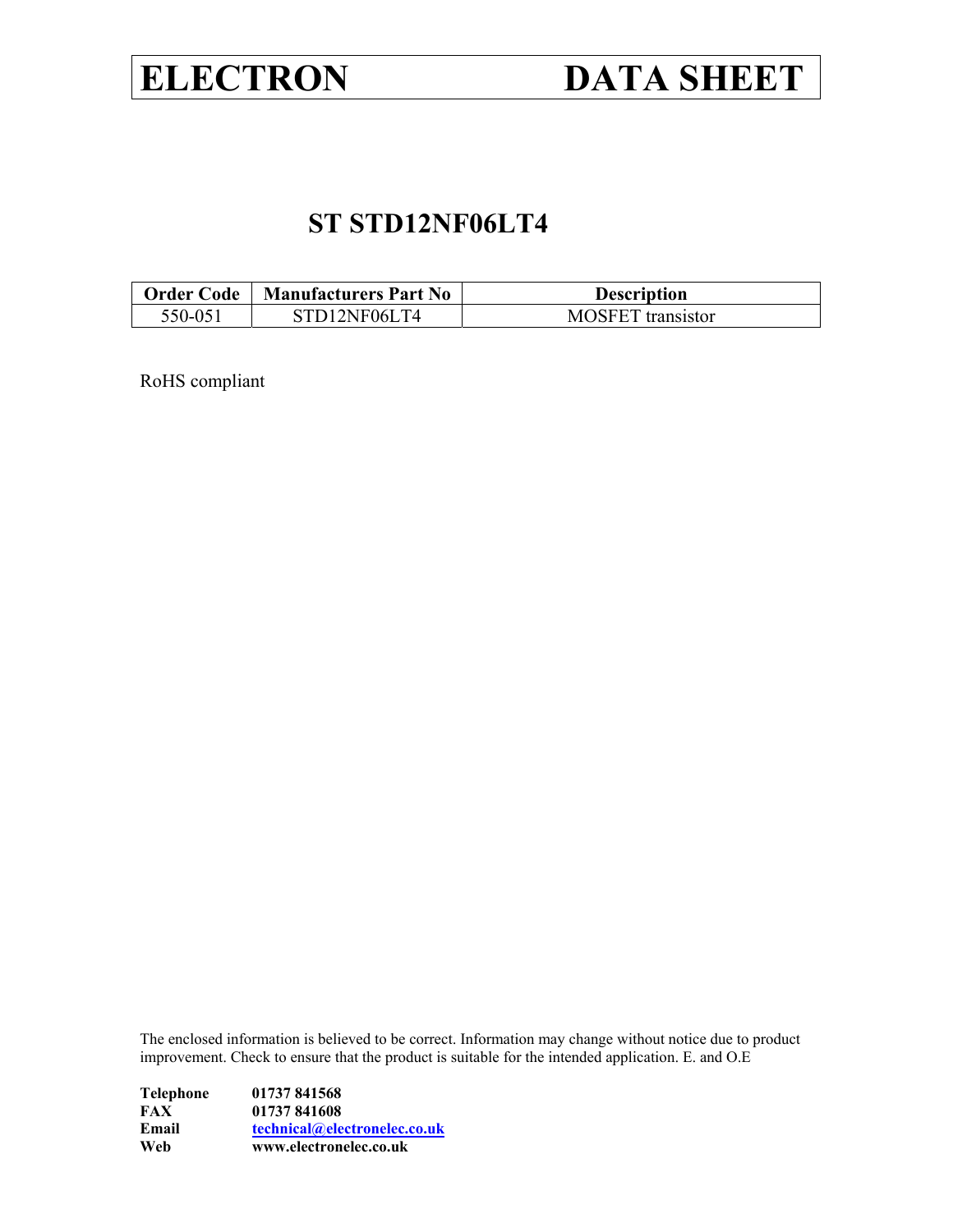# ELECTRON DATA SHEET

## ST STD12NF06LT4

| Order Code | Manufacturers Part No | Description |
| --- | --- | --- |
| 550-051 | STD12NF06LT4 | MOSFET transistor |

RoHS compliant

The enclosed information is believed to be correct. Information may change without notice due to product improvement. Check to ensure that the product is suitable for the intended application. E. and O.E

**Telephone** **01737 841568**
**FAX** **01737 841608**
**Email** **technical@electronelec.co.uk**
**Web** **www.electronelec.co.uk**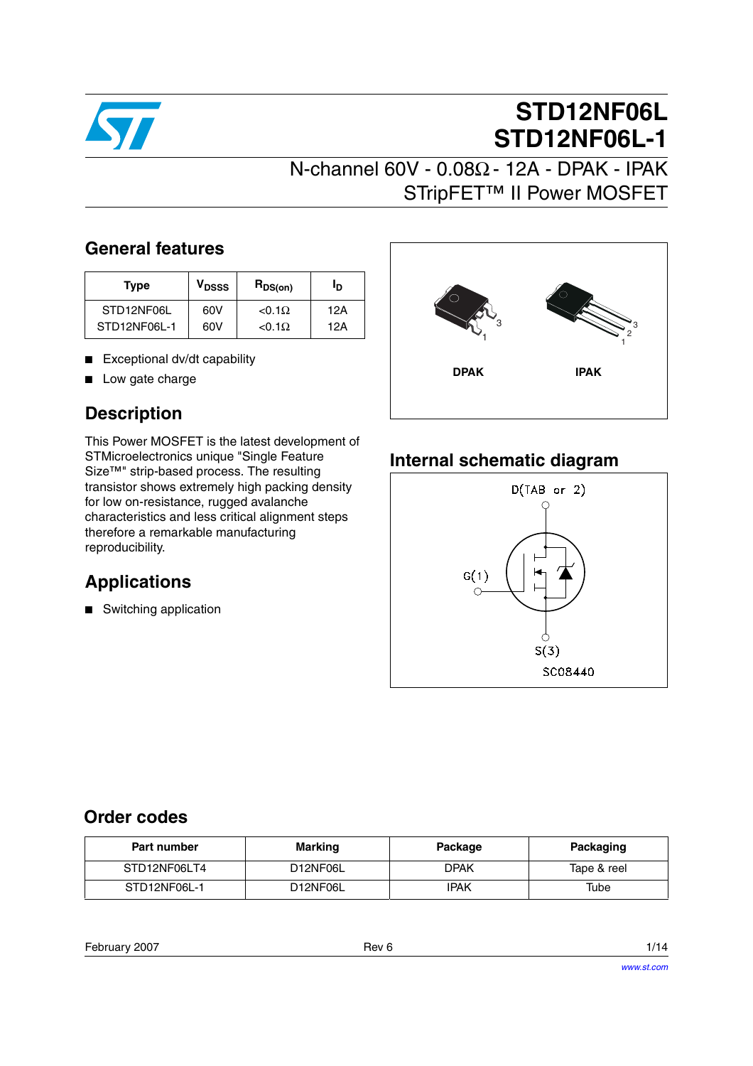# STD12NF06L
# STD12NF06L-1

## N-channel 60V - 0.08Ω - 12A - DPAK - IPAK
## STripFET™ II Power MOSFET

## General features

| Type | $V_{DSSS}$ | $R_{DS(on)}$ | $I_D$ |
|---|---|---|---|
| STD12NF06L | 60V | <0.1Ω | 12A |
| STD12NF06L-1 | 60V | <0.1Ω | 12A |

- Exceptional dv/dt capability
- Low gate charge

DPAK    IPAK

## Description

This Power MOSFET is the latest development of STMicroelectronics unique "Single Feature Size™" strip-based process. The resulting transistor shows extremely high packing density for low on-resistance, rugged avalanche characteristics and less critical alignment steps therefore a remarkable manufacturing reproducibility.

## Internal schematic diagram

D(TAB or 2)

G(1)

S(3)

SC08440

## Applications

- Switching application

## Order codes

| Part number | Marking | Package | Packaging |
|---|---|---|---|
| STD12NF06LT4 | D12NF06L | DPAK | Tape & reel |
| STD12NF06L-1 | D12NF06L | IPAK | Tube |

February 2007    Rev 6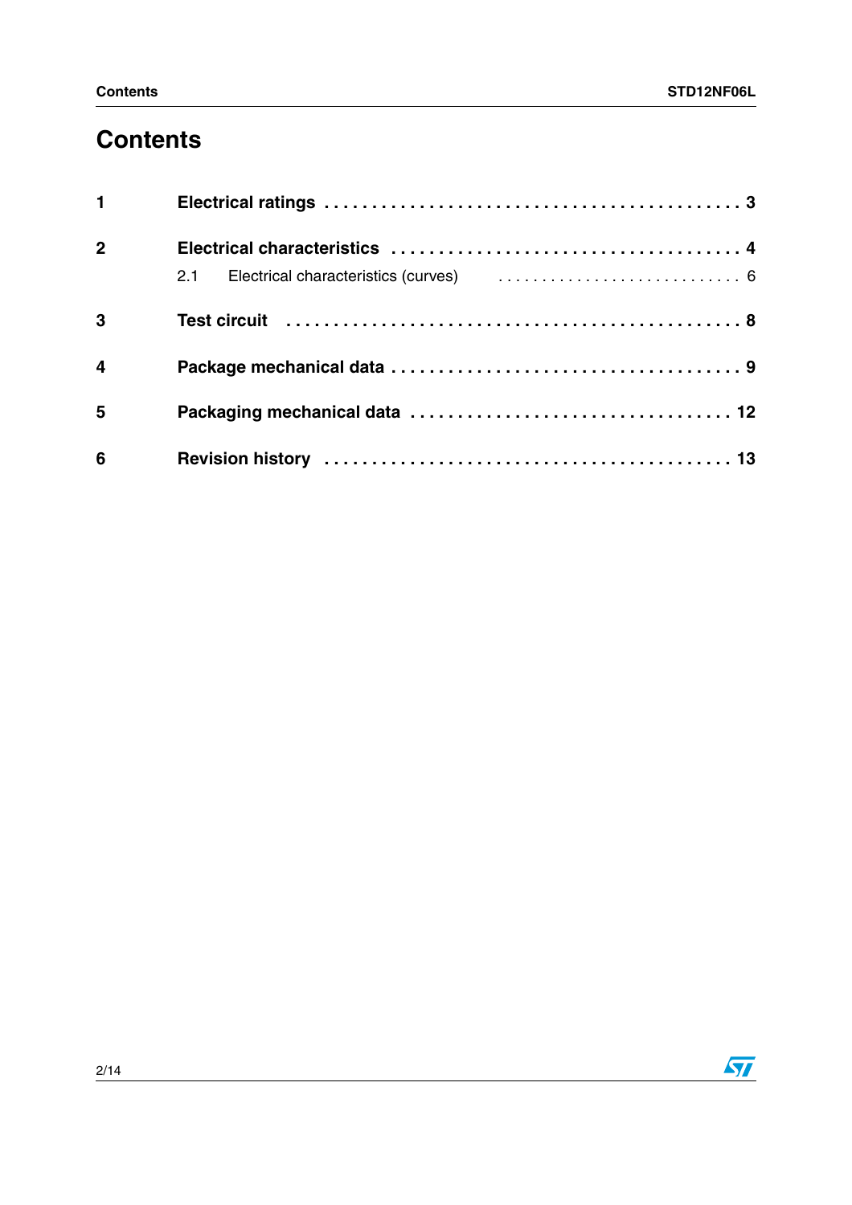# Contents

| | | |
|---|---|---|
| **1** | **Electrical ratings** | **3** |
| **2** | **Electrical characteristics** | **4** |
| | 2.1 Electrical characteristics (curves) | 6 |
| **3** | **Test circuit** | **8** |
| **4** | **Package mechanical data** | **9** |
| **5** | **Packaging mechanical data** | **12** |
| **6** | **Revision history** | **13** |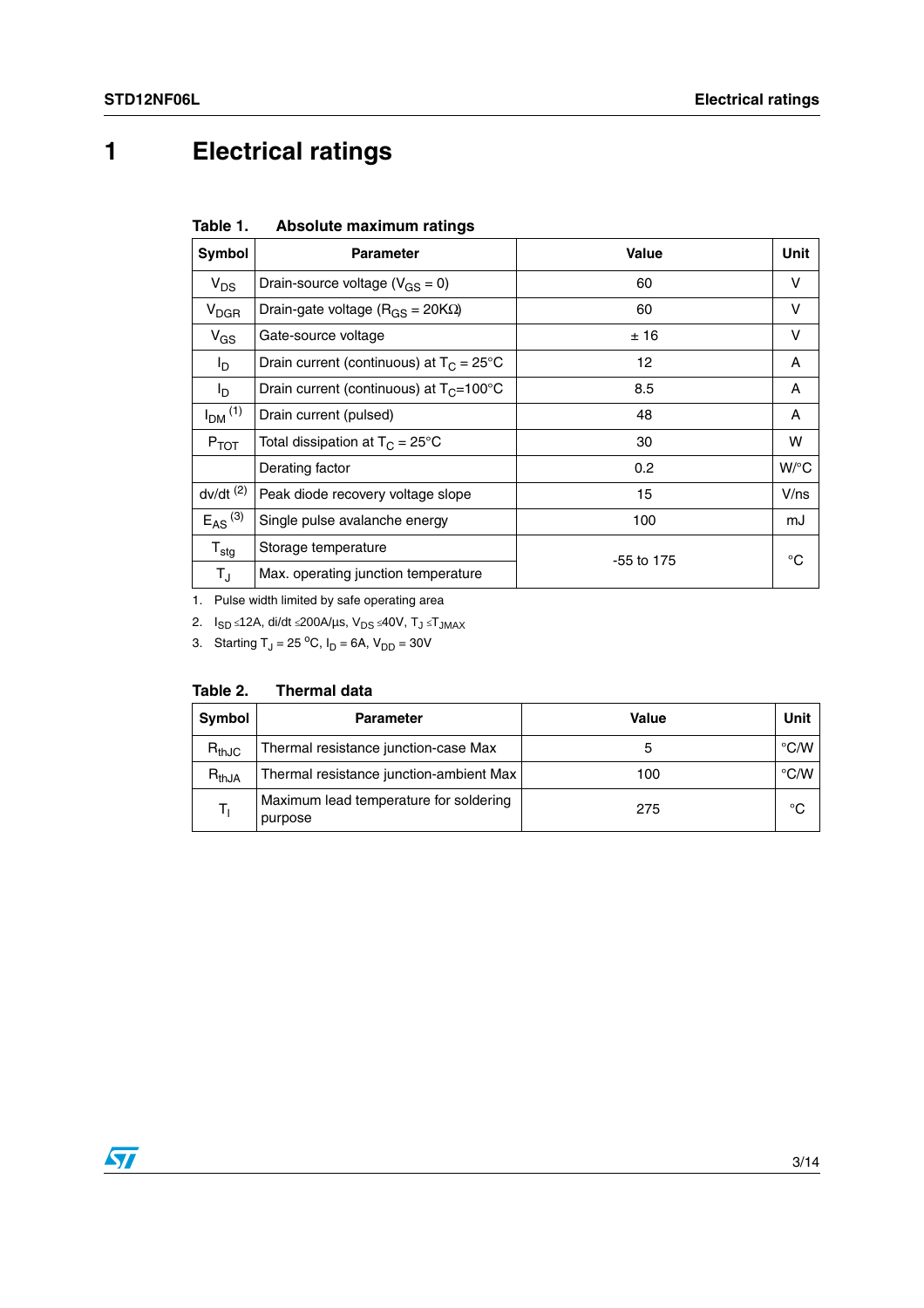# 1 Electrical ratings

**Table 1. Absolute maximum ratings**

| Symbol | Parameter | Value | Unit |
|---|---|---|---|
| $V_{DS}$ | Drain-source voltage ($V_{GS}$ = 0) | 60 | V |
| $V_{DGR}$ | Drain-gate voltage ($R_{GS}$ = 20KΩ) | 60 | V |
| $V_{GS}$ | Gate-source voltage | ± 16 | V |
| $I_D$ | Drain current (continuous) at $T_C$ = 25°C | 12 | A |
| $I_D$ | Drain current (continuous) at $T_C$=100°C | 8.5 | A |
| $I_{DM}$ (1) | Drain current (pulsed) | 48 | A |
| $P_{TOT}$ | Total dissipation at $T_C$ = 25°C | 30 | W |
| | Derating factor | 0.2 | W/°C |
| dv/dt (2) | Peak diode recovery voltage slope | 15 | V/ns |
| $E_{AS}$ (3) | Single pulse avalanche energy | 100 | mJ |
| $T_{stg}$ | Storage temperature | -55 to 175 | °C |
| $T_J$ | Max. operating junction temperature | | |

1. Pulse width limited by safe operating area
2. $I_{SD}$ ≤12A, di/dt ≤200A/µs, $V_{DS}$ ≤40V, $T_J$ ≤$T_{JMAX}$
3. Starting $T_J$ = 25 °C, $I_D$ = 6A, $V_{DD}$ = 30V

**Table 2. Thermal data**

| Symbol | Parameter | Value | Unit |
|---|---|---|---|
| $R_{thJC}$ | Thermal resistance junction-case Max | 5 | °C/W |
| $R_{thJA}$ | Thermal resistance junction-ambient Max | 100 | °C/W |
| $T_l$ | Maximum lead temperature for soldering purpose | 275 | °C |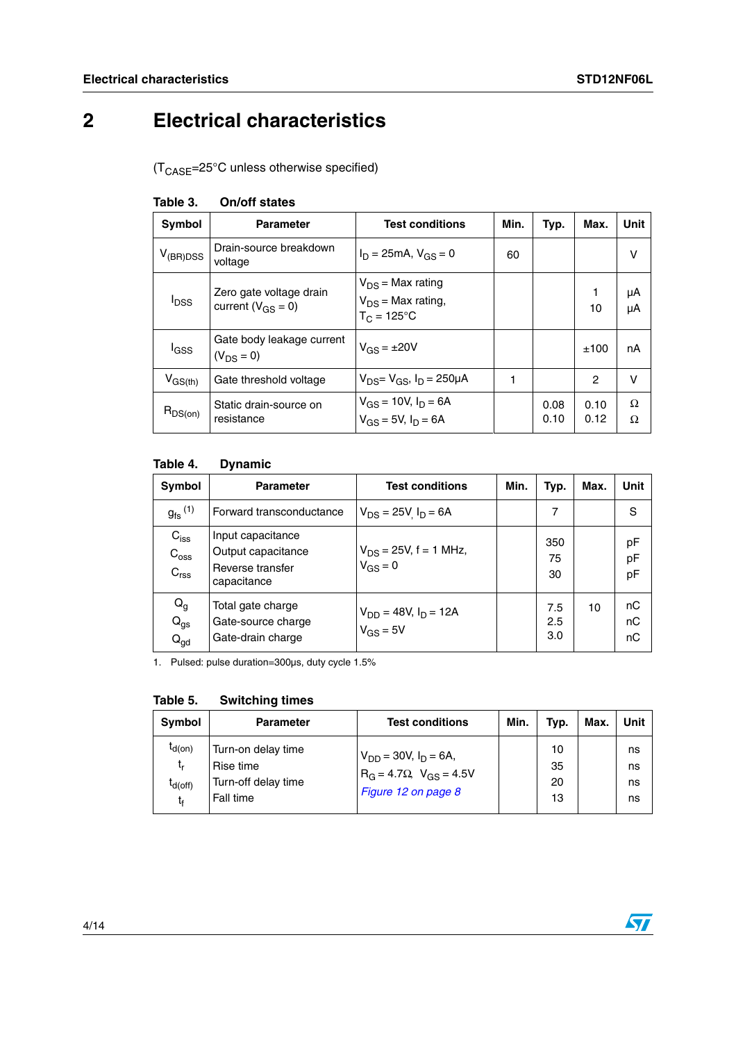# 2 Electrical characteristics

($T_{CASE}$=25°C unless otherwise specified)

**Table 3. On/off states**

| Symbol | Parameter | Test conditions | Min. | Typ. | Max. | Unit |
|---|---|---|---|---|---|---|
| $V_{(BR)DSS}$ | Drain-source breakdown voltage | $I_D$ = 25mA, $V_{GS}$ = 0 | 60 | | | V |
| $I_{DSS}$ | Zero gate voltage drain current ($V_{GS}$ = 0) | $V_{DS}$ = Max rating<br>$V_{DS}$ = Max rating, $T_C$ = 125°C | | | 1<br>10 | µA<br>µA |
| $I_{GSS}$ | Gate body leakage current ($V_{DS}$ = 0) | $V_{GS}$ = ±20V | | | ±100 | nA |
| $V_{GS(th)}$ | Gate threshold voltage | $V_{DS}$= $V_{GS}$, $I_D$ = 250µA | 1 | | 2 | V |
| $R_{DS(on)}$ | Static drain-source on resistance | $V_{GS}$ = 10V, $I_D$ = 6A<br>$V_{GS}$ = 5V, $I_D$ = 6A | | 0.08<br>0.10 | 0.10<br>0.12 | Ω<br>Ω |

**Table 4. Dynamic**

| Symbol | Parameter | Test conditions | Min. | Typ. | Max. | Unit |
|---|---|---|---|---|---|---|
| $g_{fs}$ (1) | Forward transconductance | $V_{DS}$ = 25V, $I_D$ = 6A | | 7 | | S |
| $C_{iss}$<br>$C_{oss}$<br>$C_{rss}$ | Input capacitance<br>Output capacitance<br>Reverse transfer capacitance | $V_{DS}$ = 25V, f = 1 MHz, $V_{GS}$ = 0 | | 350<br>75<br>30 | | pF<br>pF<br>pF |
| $Q_g$<br>$Q_{gs}$<br>$Q_{gd}$ | Total gate charge<br>Gate-source charge<br>Gate-drain charge | $V_{DD}$ = 48V, $I_D$ = 12A<br>$V_{GS}$ = 5V | | 7.5<br>2.5<br>3.0 | 10 | nC<br>nC<br>nC |

1. Pulsed: pulse duration=300µs, duty cycle 1.5%

**Table 5. Switching times**

| Symbol | Parameter | Test conditions | Min. | Typ. | Max. | Unit |
|---|---|---|---|---|---|---|
| $t_{d(on)}$<br>$t_r$<br>$t_{d(off)}$<br>$t_f$ | Turn-on delay time<br>Rise time<br>Turn-off delay time<br>Fall time | $V_{DD}$ = 30V, $I_D$ = 6A,<br>$R_G$ = 4.7Ω, $V_{GS}$ = 4.5V<br>*Figure 12 on page 8* | | 10<br>35<br>20<br>13 | | ns<br>ns<br>ns<br>ns |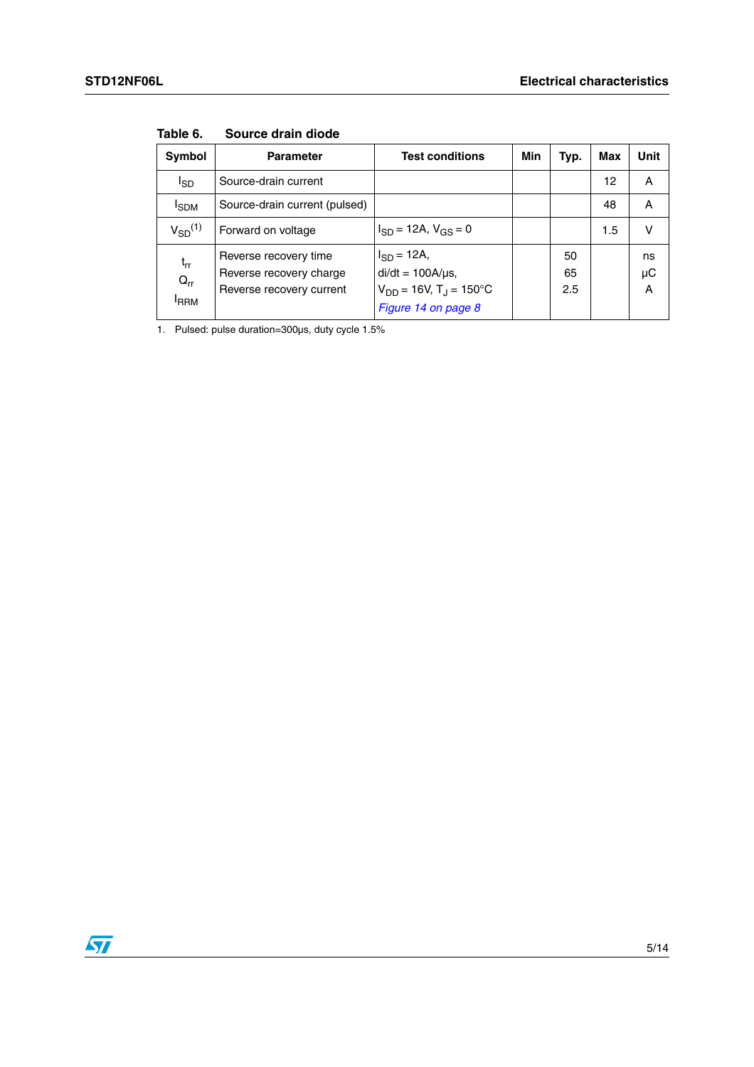**Table 6. Source drain diode**

| Symbol | Parameter | Test conditions | Min | Typ. | Max | Unit |
|---|---|---|---|---|---|---|
| $I_{SD}$ | Source-drain current | | | | 12 | A |
| $I_{SDM}$ | Source-drain current (pulsed) | | | | 48 | A |
| $V_{SD}$ (1) | Forward on voltage | $I_{SD}$ = 12A, $V_{GS}$ = 0 | | | 1.5 | V |
| $t_{rr}$<br>$Q_{rr}$<br>$I_{RRM}$ | Reverse recovery time<br>Reverse recovery charge<br>Reverse recovery current | $I_{SD}$ = 12A,<br>di/dt = 100A/µs,<br>$V_{DD}$ = 16V, $T_J$ = 150°C<br>*Figure 14 on page 8* | | 50<br>65<br>2.5 | | ns<br>µC<br>A |

1. Pulsed: pulse duration=300µs, duty cycle 1.5%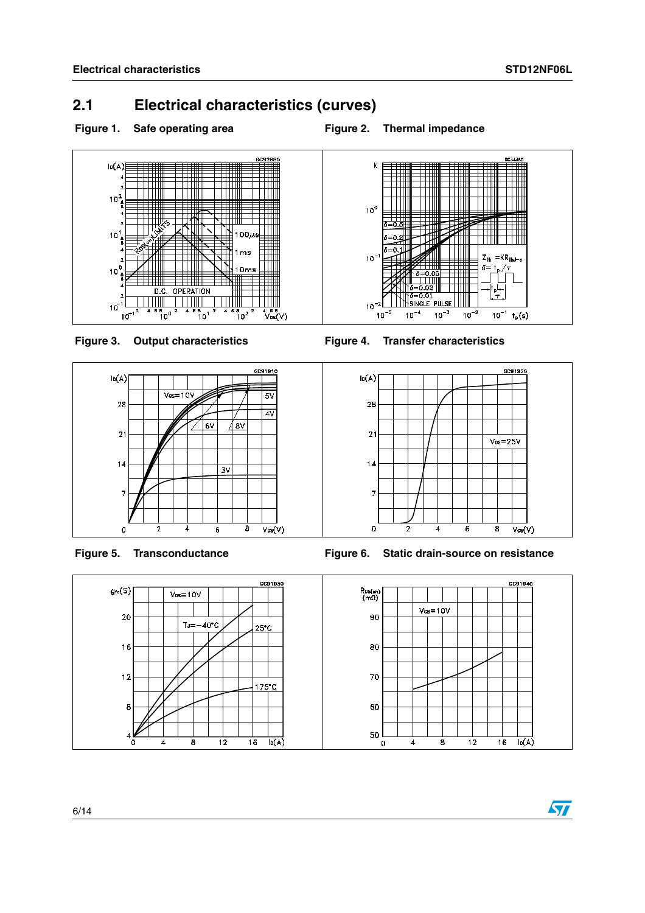## 2.1 Electrical characteristics (curves)

**Figure 1. Safe operating area**

**Figure 2. Thermal impedance**

**Figure 3. Output characteristics**

**Figure 4. Transfer characteristics**

**Figure 5. Transconductance**

**Figure 6. Static drain-source on resistance**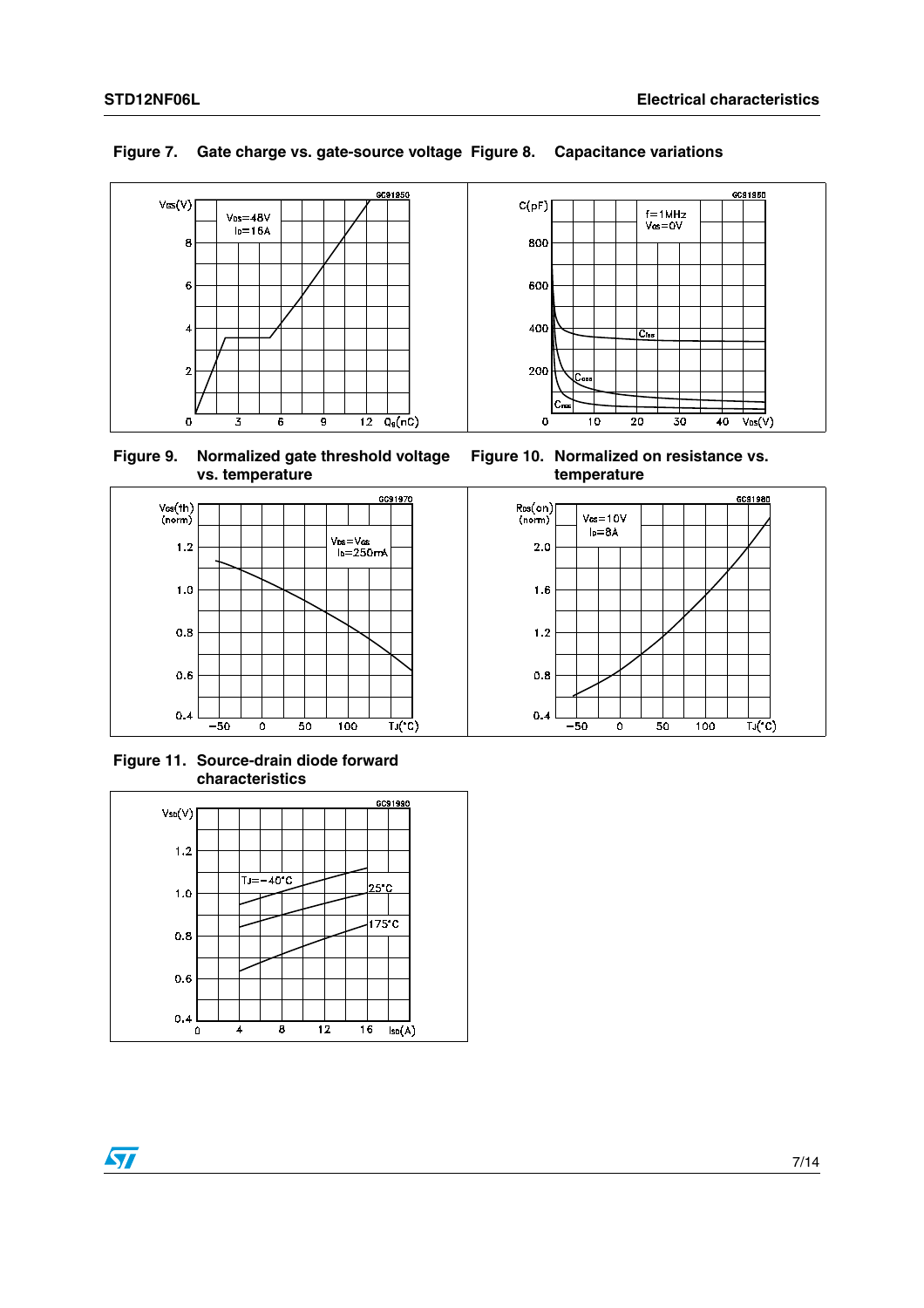**Figure 7. Gate charge vs. gate-source voltage**

**Figure 8. Capacitance variations**

**Figure 9. Normalized gate threshold voltage vs. temperature**

**Figure 10. Normalized on resistance vs. temperature**

**Figure 11. Source-drain diode forward characteristics**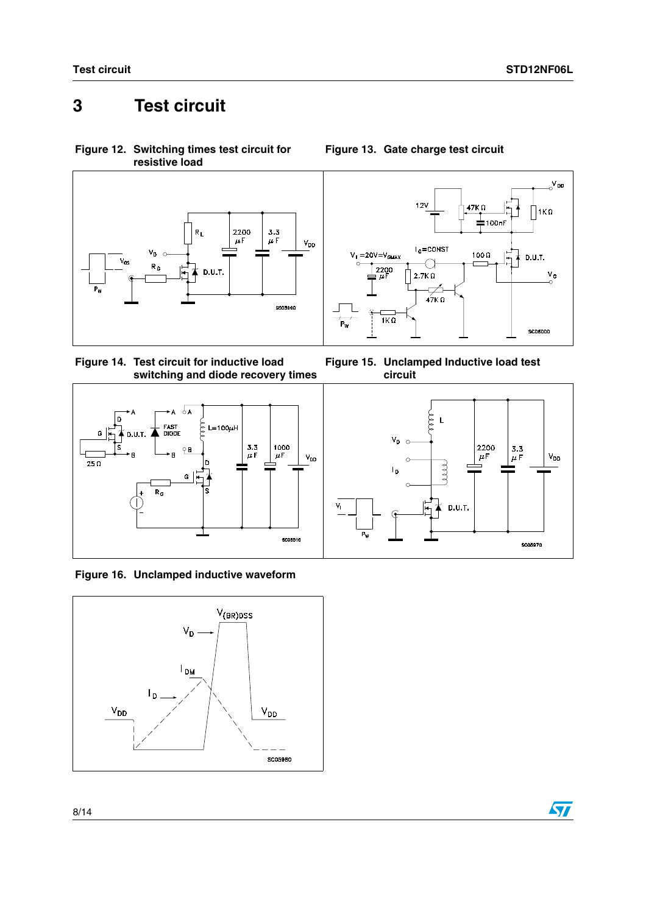# 3 Test circuit

**Figure 12. Switching times test circuit for resistive load**

**Figure 13. Gate charge test circuit**

**Figure 14. Test circuit for inductive load switching and diode recovery times**

**Figure 15. Unclamped Inductive load test circuit**

**Figure 16. Unclamped inductive waveform**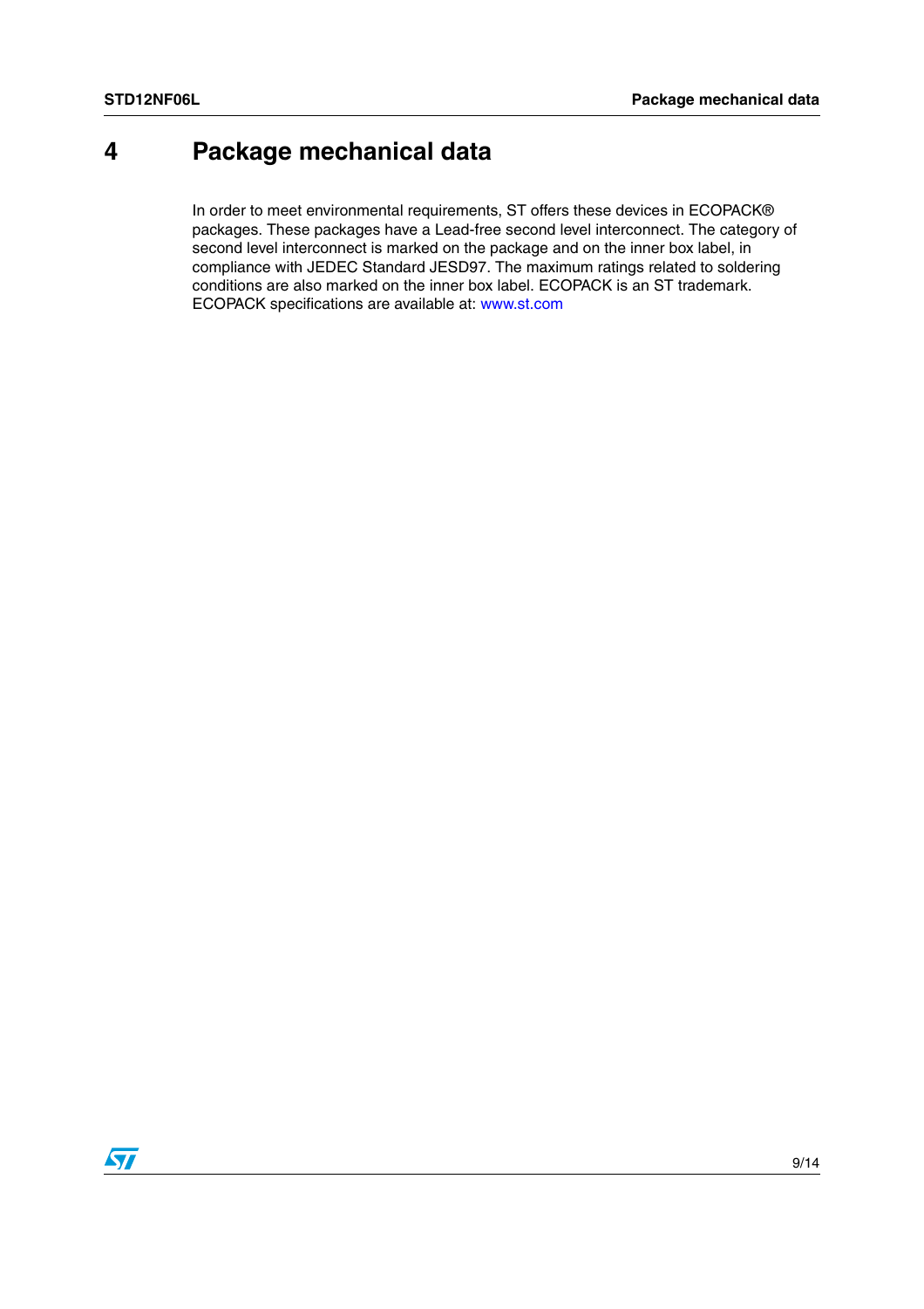# 4 Package mechanical data

In order to meet environmental requirements, ST offers these devices in ECOPACK® packages. These packages have a Lead-free second level interconnect. The category of second level interconnect is marked on the package and on the inner box label, in compliance with JEDEC Standard JESD97. The maximum ratings related to soldering conditions are also marked on the inner box label. ECOPACK is an ST trademark. ECOPACK specifications are available at: www.st.com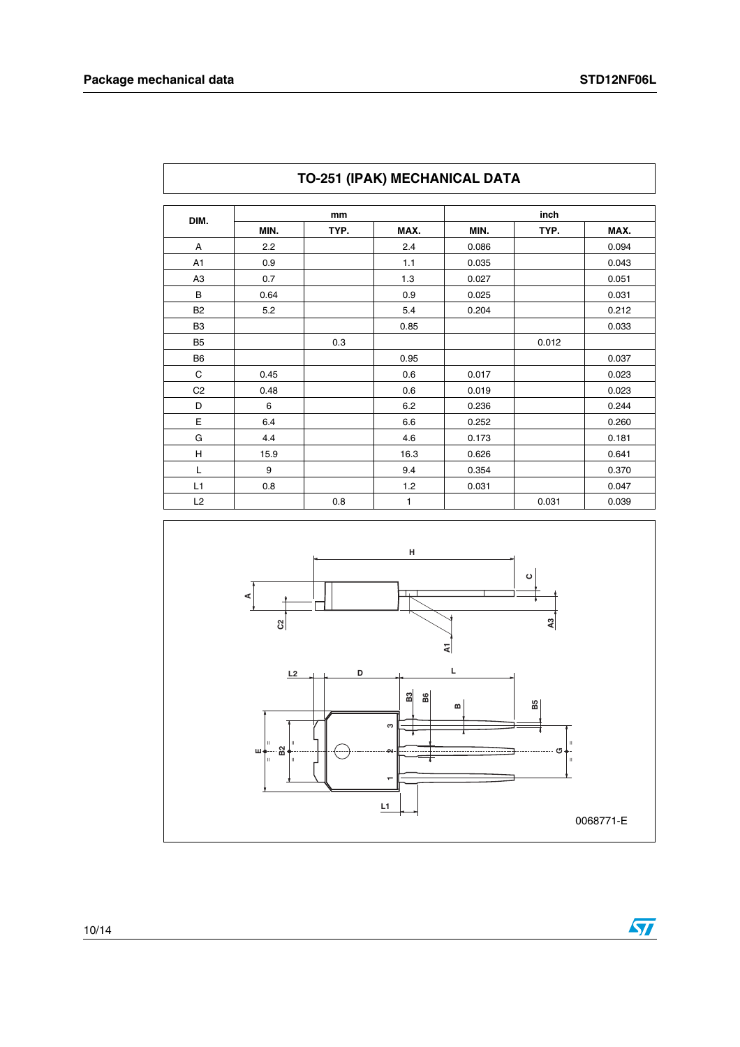## TO-251 (IPAK) MECHANICAL DATA

| DIM. | mm | | | inch | | |
|---|---|---|---|---|---|---|
| | MIN. | TYP. | MAX. | MIN. | TYP. | MAX. |
| A | 2.2 | | 2.4 | 0.086 | | 0.094 |
| A1 | 0.9 | | 1.1 | 0.035 | | 0.043 |
| A3 | 0.7 | | 1.3 | 0.027 | | 0.051 |
| B | 0.64 | | 0.9 | 0.025 | | 0.031 |
| B2 | 5.2 | | 5.4 | 0.204 | | 0.212 |
| B3 | | | 0.85 | | | 0.033 |
| B5 | | 0.3 | | | 0.012 | |
| B6 | | | 0.95 | | | 0.037 |
| C | 0.45 | | 0.6 | 0.017 | | 0.023 |
| C2 | 0.48 | | 0.6 | 0.019 | | 0.023 |
| D | 6 | | 6.2 | 0.236 | | 0.244 |
| E | 6.4 | | 6.6 | 0.252 | | 0.260 |
| G | 4.4 | | 4.6 | 0.173 | | 0.181 |
| H | 15.9 | | 16.3 | 0.626 | | 0.641 |
| L | 9 | | 9.4 | 0.354 | | 0.370 |
| L1 | 0.8 | | 1.2 | 0.031 | | 0.047 |
| L2 | | 0.8 | 1 | | 0.031 | 0.039 |

0068771-E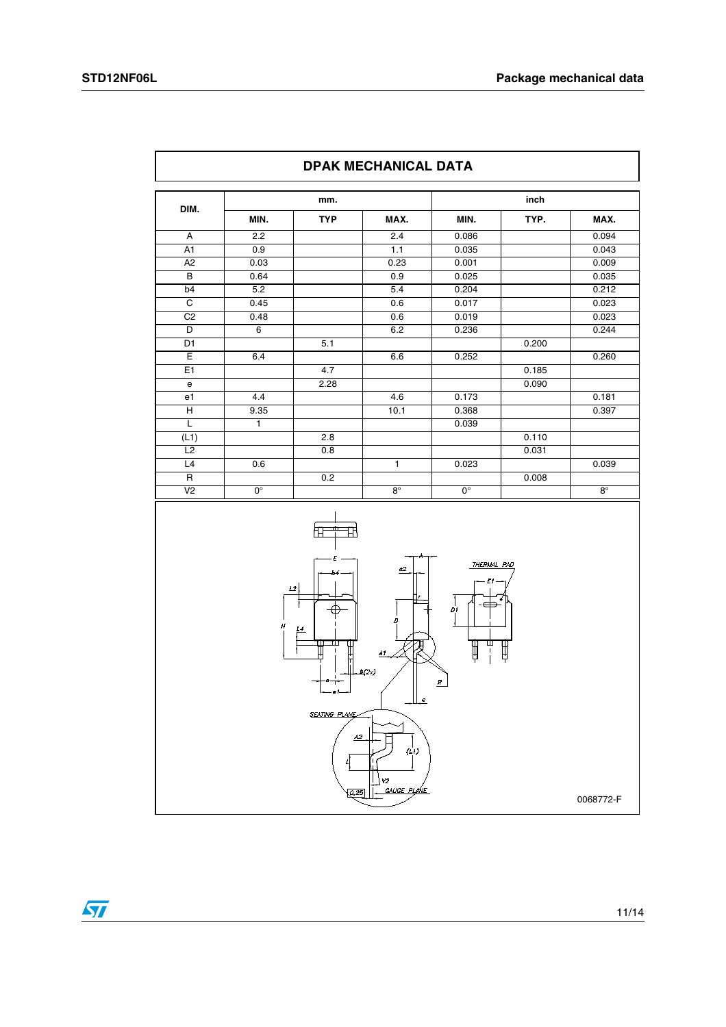## DPAK MECHANICAL DATA

| DIM. | mm. | | | inch | | |
|---|---|---|---|---|---|---|
| | MIN. | TYP | MAX. | MIN. | TYP. | MAX. |
| A | 2.2 | | 2.4 | 0.086 | | 0.094 |
| A1 | 0.9 | | 1.1 | 0.035 | | 0.043 |
| A2 | 0.03 | | 0.23 | 0.001 | | 0.009 |
| B | 0.64 | | 0.9 | 0.025 | | 0.035 |
| b4 | 5.2 | | 5.4 | 0.204 | | 0.212 |
| C | 0.45 | | 0.6 | 0.017 | | 0.023 |
| C2 | 0.48 | | 0.6 | 0.019 | | 0.023 |
| D | 6 | | 6.2 | 0.236 | | 0.244 |
| D1 | | 5.1 | | | 0.200 | |
| E | 6.4 | | 6.6 | 0.252 | | 0.260 |
| E1 | | 4.7 | | | 0.185 | |
| e | | 2.28 | | | 0.090 | |
| e1 | 4.4 | | 4.6 | 0.173 | | 0.181 |
| H | 9.35 | | 10.1 | 0.368 | | 0.397 |
| L | 1 | | | 0.039 | | |
| (L1) | | 2.8 | | | 0.110 | |
| L2 | | 0.8 | | | 0.031 | |
| L4 | 0.6 | | 1 | 0.023 | | 0.039 |
| R | | 0.2 | | | 0.008 | |
| V2 | 0° | | 8° | 0° | | 8° |

0068772-F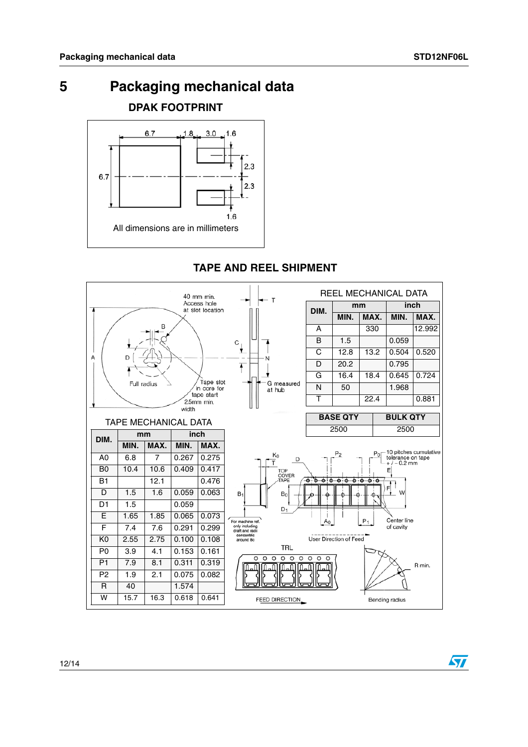# 5 Packaging mechanical data

## DPAK FOOTPRINT

All dimensions are in millimeters

## TAPE AND REEL SHIPMENT

REEL MECHANICAL DATA

| DIM. | mm | | inch | |
|---|---|---|---|---|
| | MIN. | MAX. | MIN. | MAX. |
| A | | 330 | | 12.992 |
| B | 1.5 | | 0.059 | |
| C | 12.8 | 13.2 | 0.504 | 0.520 |
| D | 20.2 | | 0.795 | |
| G | 16.4 | 18.4 | 0.645 | 0.724 |
| N | 50 | | 1.968 | |
| T | | 22.4 | | 0.881 |

| BASE QTY | BULK QTY |
|---|---|
| 2500 | 2500 |

TAPE MECHANICAL DATA

| DIM. | mm | | inch | |
|---|---|---|---|---|
| | MIN. | MAX. | MIN. | MAX. |
| A0 | 6.8 | 7 | 0.267 | 0.275 |
| B0 | 10.4 | 10.6 | 0.409 | 0.417 |
| B1 | | 12.1 | | 0.476 |
| D | 1.5 | 1.6 | 0.059 | 0.063 |
| D1 | 1.5 | | 0.059 | |
| E | 1.65 | 1.85 | 0.065 | 0.073 |
| F | 7.4 | 7.6 | 0.291 | 0.299 |
| K0 | 2.55 | 2.75 | 0.100 | 0.108 |
| P0 | 3.9 | 4.1 | 0.153 | 0.161 |
| P1 | 7.9 | 8.1 | 0.311 | 0.319 |
| P2 | 1.9 | 2.1 | 0.075 | 0.082 |
| R | 40 | | 1.574 | |
| W | 15.7 | 16.3 | 0.618 | 0.641 |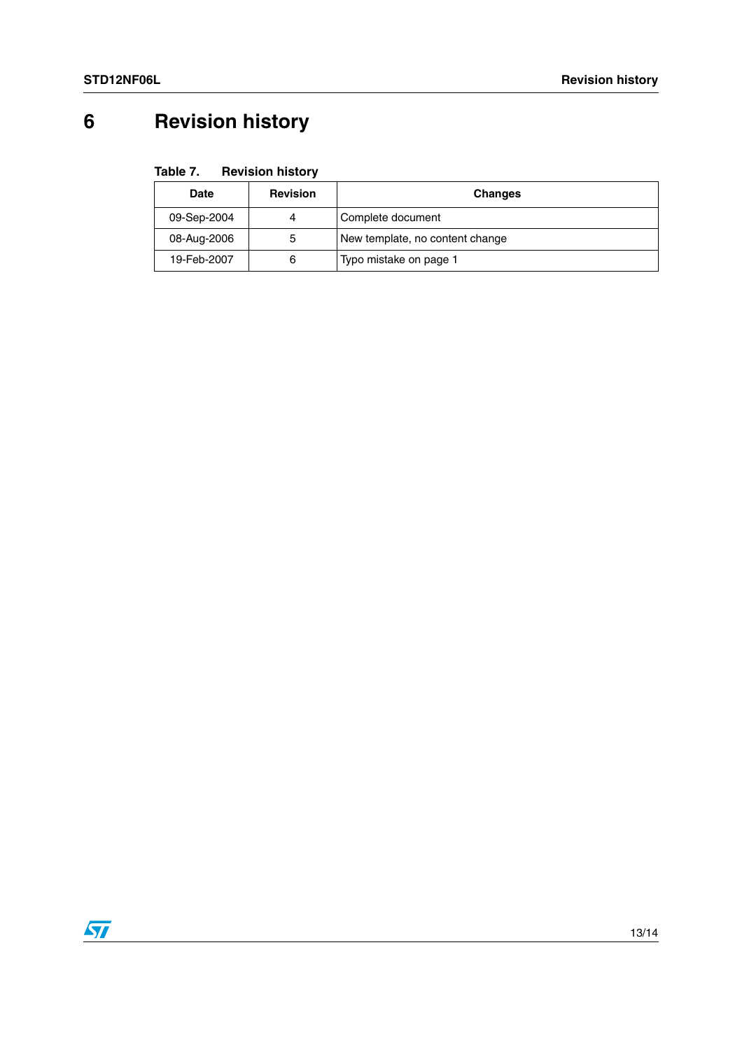# 6 Revision history

**Table 7. Revision history**

| Date | Revision | Changes |
|---|---|---|
| 09-Sep-2004 | 4 | Complete document |
| 08-Aug-2006 | 5 | New template, no content change |
| 19-Feb-2007 | 6 | Typo mistake on page 1 |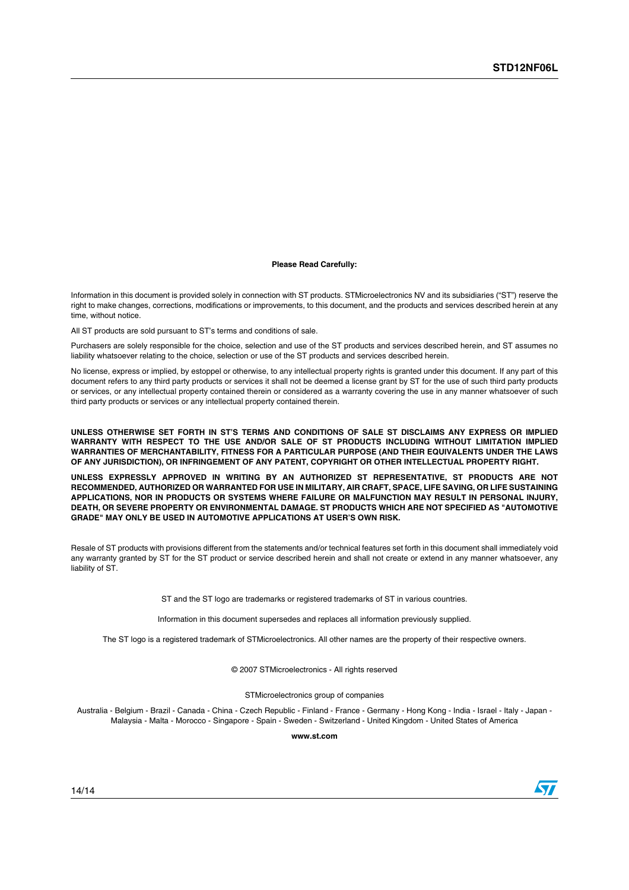**Please Read Carefully:**

Information in this document is provided solely in connection with ST products. STMicroelectronics NV and its subsidiaries ("ST") reserve the right to make changes, corrections, modifications or improvements, to this document, and the products and services described herein at any time, without notice.

All ST products are sold pursuant to ST's terms and conditions of sale.

Purchasers are solely responsible for the choice, selection and use of the ST products and services described herein, and ST assumes no liability whatsoever relating to the choice, selection or use of the ST products and services described herein.

No license, express or implied, by estoppel or otherwise, to any intellectual property rights is granted under this document. If any part of this document refers to any third party products or services it shall not be deemed a license grant by ST for the use of such third party products or services, or any intellectual property contained therein or considered as a warranty covering the use in any manner whatsoever of such third party products or services or any intellectual property contained therein.

**UNLESS OTHERWISE SET FORTH IN ST'S TERMS AND CONDITIONS OF SALE ST DISCLAIMS ANY EXPRESS OR IMPLIED WARRANTY WITH RESPECT TO THE USE AND/OR SALE OF ST PRODUCTS INCLUDING WITHOUT LIMITATION IMPLIED WARRANTIES OF MERCHANTABILITY, FITNESS FOR A PARTICULAR PURPOSE (AND THEIR EQUIVALENTS UNDER THE LAWS OF ANY JURISDICTION), OR INFRINGEMENT OF ANY PATENT, COPYRIGHT OR OTHER INTELLECTUAL PROPERTY RIGHT.**

**UNLESS EXPRESSLY APPROVED IN WRITING BY AN AUTHORIZED ST REPRESENTATIVE, ST PRODUCTS ARE NOT RECOMMENDED, AUTHORIZED OR WARRANTED FOR USE IN MILITARY, AIR CRAFT, SPACE, LIFE SAVING, OR LIFE SUSTAINING APPLICATIONS, NOR IN PRODUCTS OR SYSTEMS WHERE FAILURE OR MALFUNCTION MAY RESULT IN PERSONAL INJURY, DEATH, OR SEVERE PROPERTY OR ENVIRONMENTAL DAMAGE. ST PRODUCTS WHICH ARE NOT SPECIFIED AS "AUTOMOTIVE GRADE" MAY ONLY BE USED IN AUTOMOTIVE APPLICATIONS AT USER'S OWN RISK.**

Resale of ST products with provisions different from the statements and/or technical features set forth in this document shall immediately void any warranty granted by ST for the ST product or service described herein and shall not create or extend in any manner whatsoever, any liability of ST.

ST and the ST logo are trademarks or registered trademarks of ST in various countries.

Information in this document supersedes and replaces all information previously supplied.

The ST logo is a registered trademark of STMicroelectronics. All other names are the property of their respective owners.

© 2007 STMicroelectronics - All rights reserved

STMicroelectronics group of companies

Australia - Belgium - Brazil - Canada - China - Czech Republic - Finland - France - Germany - Hong Kong - India - Israel - Italy - Japan - Malaysia - Malta - Morocco - Singapore - Spain - Sweden - Switzerland - United Kingdom - United States of America

**www.st.com**